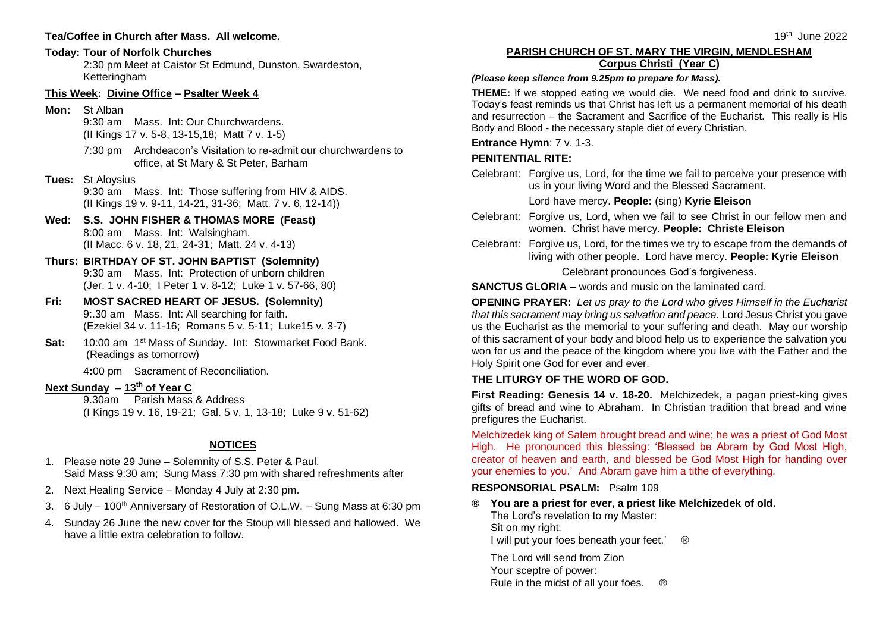**Tea/Coffee in Church after Mass. All welcome.**

**Today: Tour of Norfolk Churches**

2:30 pm Meet at Caistor St Edmund, Dunston, Swardeston, Ketteringham

**This Week: Divine Office – Psalter Week 4**

**Mon:** St Alban
9:30 am Mass. Int: Our Churchwardens.
(II Kings 17 v. 5-8, 13-15,18; Matt 7 v. 1-5)
7:30 pm Archdeacon's Visitation to re-admit our churchwardens to office, at St Mary & St Peter, Barham

**Tues:** St Aloysius
9:30 am Mass. Int: Those suffering from HIV & AIDS.
(II Kings 19 v. 9-11, 14-21, 31-36; Matt. 7 v. 6, 12-14))

**Wed: S.S. JOHN FISHER & THOMAS MORE (Feast)**
8:00 am Mass. Int: Walsingham.
(II Macc. 6 v. 18, 21, 24-31; Matt. 24 v. 4-13)

**Thurs: BIRTHDAY OF ST. JOHN BAPTIST (Solemnity)**
9:30 am Mass. Int: Protection of unborn children
(Jer. 1 v. 4-10; I Peter 1 v. 8-12; Luke 1 v. 57-66, 80)

**Fri: MOST SACRED HEART OF JESUS. (Solemnity)**
9:.30 am Mass. Int: All searching for faith.
(Ezekiel 34 v. 11-16; Romans 5 v. 5-11; Luke15 v. 3-7)

**Sat:** 10:00 am 1st Mass of Sunday. Int: Stowmarket Food Bank.
(Readings as tomorrow)
4:00 pm Sacrament of Reconciliation.

**Next Sunday – 13th of Year C**
9.30am Parish Mass & Address
(I Kings 19 v. 16, 19-21; Gal. 5 v. 1, 13-18; Luke 9 v. 51-62)

## NOTICES

1. Please note 29 June – Solemnity of S.S. Peter & Paul.
   Said Mass 9:30 am; Sung Mass 7:30 pm with shared refreshments after
2. Next Healing Service – Monday 4 July at 2:30 pm.
3. 6 July – 100th Anniversary of Restoration of O.L.W. – Sung Mass at 6:30 pm
4. Sunday 26 June the new cover for the Stoup will blessed and hallowed. We have a little extra celebration to follow.

19th June 2022

## PARISH CHURCH OF ST. MARY THE VIRGIN, MENDLESHAM
## Corpus Christi (Year C)

***(Please keep silence from 9.25pm to prepare for Mass).***

**THEME:** If we stopped eating we would die. We need food and drink to survive. Today's feast reminds us that Christ has left us a permanent memorial of his death and resurrection – the Sacrament and Sacrifice of the Eucharist. This really is His Body and Blood - the necessary staple diet of every Christian.

**Entrance Hymn**: 7 v. 1-3.

**PENITENTIAL RITE:**

Celebrant: Forgive us, Lord, for the time we fail to perceive your presence with us in your living Word and the Blessed Sacrament.
Lord have mercy. **People:** (sing) **Kyrie Eleison**

Celebrant: Forgive us, Lord, when we fail to see Christ in our fellow men and women. Christ have mercy. **People: Christe Eleison**

Celebrant: Forgive us, Lord, for the times we try to escape from the demands of living with other people. Lord have mercy. **People: Kyrie Eleison**

Celebrant pronounces God's forgiveness.

**SANCTUS GLORIA** – words and music on the laminated card.

**OPENING PRAYER:** *Let us pray to the Lord who gives Himself in the Eucharist that this sacrament may bring us salvation and peace.* Lord Jesus Christ you gave us the Eucharist as the memorial to your suffering and death. May our worship of this sacrament of your body and blood help us to experience the salvation you won for us and the peace of the kingdom where you live with the Father and the Holy Spirit one God for ever and ever.

**THE LITURGY OF THE WORD OF GOD.**

**First Reading: Genesis 14 v. 18-20.** Melchizedek, a pagan priest-king gives gifts of bread and wine to Abraham. In Christian tradition that bread and wine prefigures the Eucharist.

Melchizedek king of Salem brought bread and wine; he was a priest of God Most High. He pronounced this blessing: 'Blessed be Abram by God Most High, creator of heaven and earth, and blessed be God Most High for handing over your enemies to you.' And Abram gave him a tithe of everything.

**RESPONSORIAL PSALM:** Psalm 109

® **You are a priest for ever, a priest like Melchizedek of old.**

The Lord's revelation to my Master:
Sit on my right:
I will put your foes beneath your feet.' ®

The Lord will send from Zion
Your sceptre of power:
Rule in the midst of all your foes. ®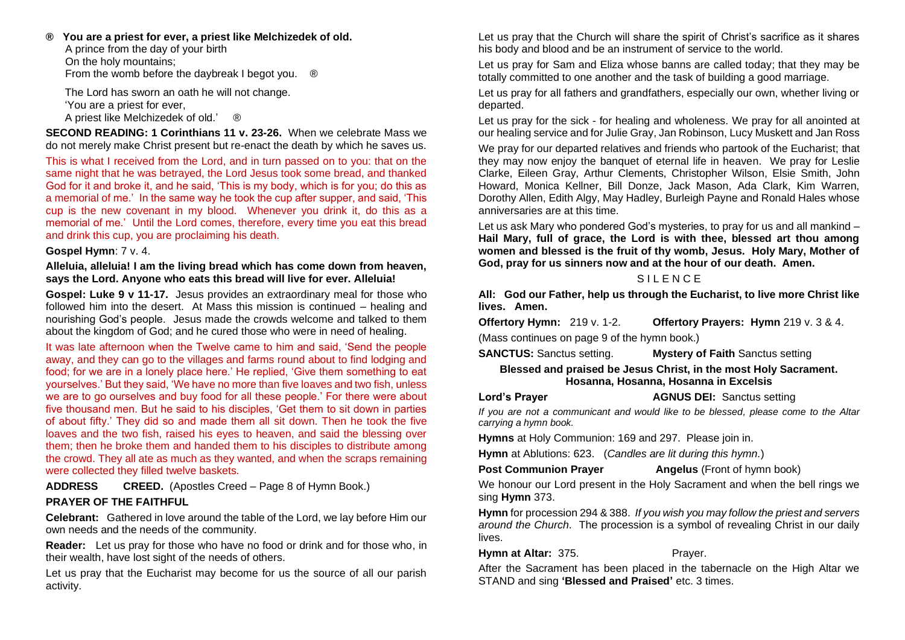**® You are a priest for ever, a priest like Melchizedek of old.**

A prince from the day of your birth
On the holy mountains;
From the womb before the daybreak I begot you. ®

The Lord has sworn an oath he will not change.
'You are a priest for ever,
A priest like Melchizedek of old.' ®

**SECOND READING: 1 Corinthians 11 v. 23-26.** When we celebrate Mass we do not merely make Christ present but re-enact the death by which he saves us.

This is what I received from the Lord, and in turn passed on to you: that on the same night that he was betrayed, the Lord Jesus took some bread, and thanked God for it and broke it, and he said, 'This is my body, which is for you; do this as a memorial of me.' In the same way he took the cup after supper, and said, 'This cup is the new covenant in my blood. Whenever you drink it, do this as a memorial of me.' Until the Lord comes, therefore, every time you eat this bread and drink this cup, you are proclaiming his death.

**Gospel Hymn**: 7 v. 4.

**Alleluia, alleluia! I am the living bread which has come down from heaven, says the Lord. Anyone who eats this bread will live for ever. Alleluia!**

**Gospel: Luke 9 v 11-17.** Jesus provides an extraordinary meal for those who followed him into the desert. At Mass this mission is continued – healing and nourishing God's people. Jesus made the crowds welcome and talked to them about the kingdom of God; and he cured those who were in need of healing.

It was late afternoon when the Twelve came to him and said, 'Send the people away, and they can go to the villages and farms round about to find lodging and food; for we are in a lonely place here.' He replied, 'Give them something to eat yourselves.' But they said, 'We have no more than five loaves and two fish, unless we are to go ourselves and buy food for all these people.' For there were about five thousand men. But he said to his disciples, 'Get them to sit down in parties of about fifty.' They did so and made them all sit down. Then he took the five loaves and the two fish, raised his eyes to heaven, and said the blessing over them; then he broke them and handed them to his disciples to distribute among the crowd. They all ate as much as they wanted, and when the scraps remaining were collected they filled twelve baskets.

**ADDRESS** **CREED.** (Apostles Creed – Page 8 of Hymn Book.)

**PRAYER OF THE FAITHFUL**

**Celebrant:** Gathered in love around the table of the Lord, we lay before Him our own needs and the needs of the community.

**Reader:** Let us pray for those who have no food or drink and for those who, in their wealth, have lost sight of the needs of others.

Let us pray that the Eucharist may become for us the source of all our parish activity.

Let us pray that the Church will share the spirit of Christ's sacrifice as it shares his body and blood and be an instrument of service to the world.

Let us pray for Sam and Eliza whose banns are called today; that they may be totally committed to one another and the task of building a good marriage.

Let us pray for all fathers and grandfathers, especially our own, whether living or departed.

Let us pray for the sick - for healing and wholeness. We pray for all anointed at our healing service and for Julie Gray, Jan Robinson, Lucy Muskett and Jan Ross

We pray for our departed relatives and friends who partook of the Eucharist; that they may now enjoy the banquet of eternal life in heaven. We pray for Leslie Clarke, Eileen Gray, Arthur Clements, Christopher Wilson, Elsie Smith, John Howard, Monica Kellner, Bill Donze, Jack Mason, Ada Clark, Kim Warren, Dorothy Allen, Edith Algy, May Hadley, Burleigh Payne and Ronald Hales whose anniversaries are at this time.

Let us ask Mary who pondered God's mysteries, to pray for us and all mankind – **Hail Mary, full of grace, the Lord is with thee, blessed art thou among women and blessed is the fruit of thy womb, Jesus. Holy Mary, Mother of God, pray for us sinners now and at the hour of our death. Amen.**

SILENCE

**All: God our Father, help us through the Eucharist, to live more Christ like lives. Amen.**

**Offertory Hymn:** 219 v. 1-2. **Offertory Prayers: Hymn** 219 v. 3 & 4.

(Mass continues on page 9 of the hymn book.)

**SANCTUS:** Sanctus setting. **Mystery of Faith** Sanctus setting

**Blessed and praised be Jesus Christ, in the most Holy Sacrament. Hosanna, Hosanna, Hosanna in Excelsis**

**Lord's Prayer** **AGNUS DEI:** Sanctus setting

*If you are not a communicant and would like to be blessed, please come to the Altar carrying a hymn book.*

**Hymns** at Holy Communion: 169 and 297. Please join in.

**Hymn** at Ablutions: 623. (*Candles are lit during this hymn.*)

**Post Communion Prayer** **Angelus** (Front of hymn book)

We honour our Lord present in the Holy Sacrament and when the bell rings we sing **Hymn** 373.

**Hymn** for procession 294 & 388. *If you wish you may follow the priest and servers around the Church*. The procession is a symbol of revealing Christ in our daily lives.

**Hymn at Altar:** 375. Prayer.

After the Sacrament has been placed in the tabernacle on the High Altar we STAND and sing **'Blessed and Praised'** etc. 3 times.